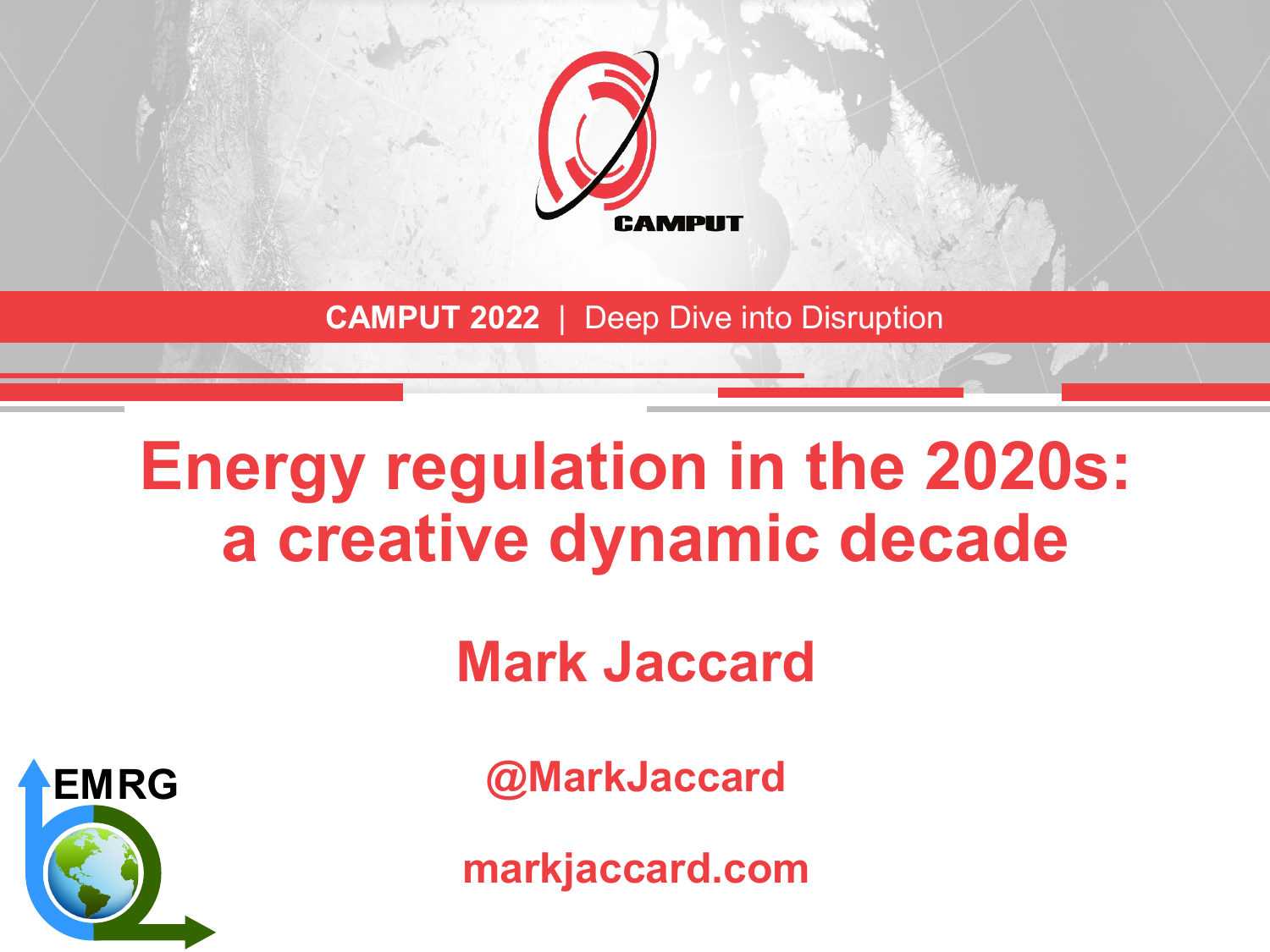CAMPUT

CAMPUT 2022 | Deep Dive into Disruption

# Energy regulation in the 2020s: a creative dynamic decade

## Mark Jaccard

EMRG

@MarkJaccard

markjaccard.com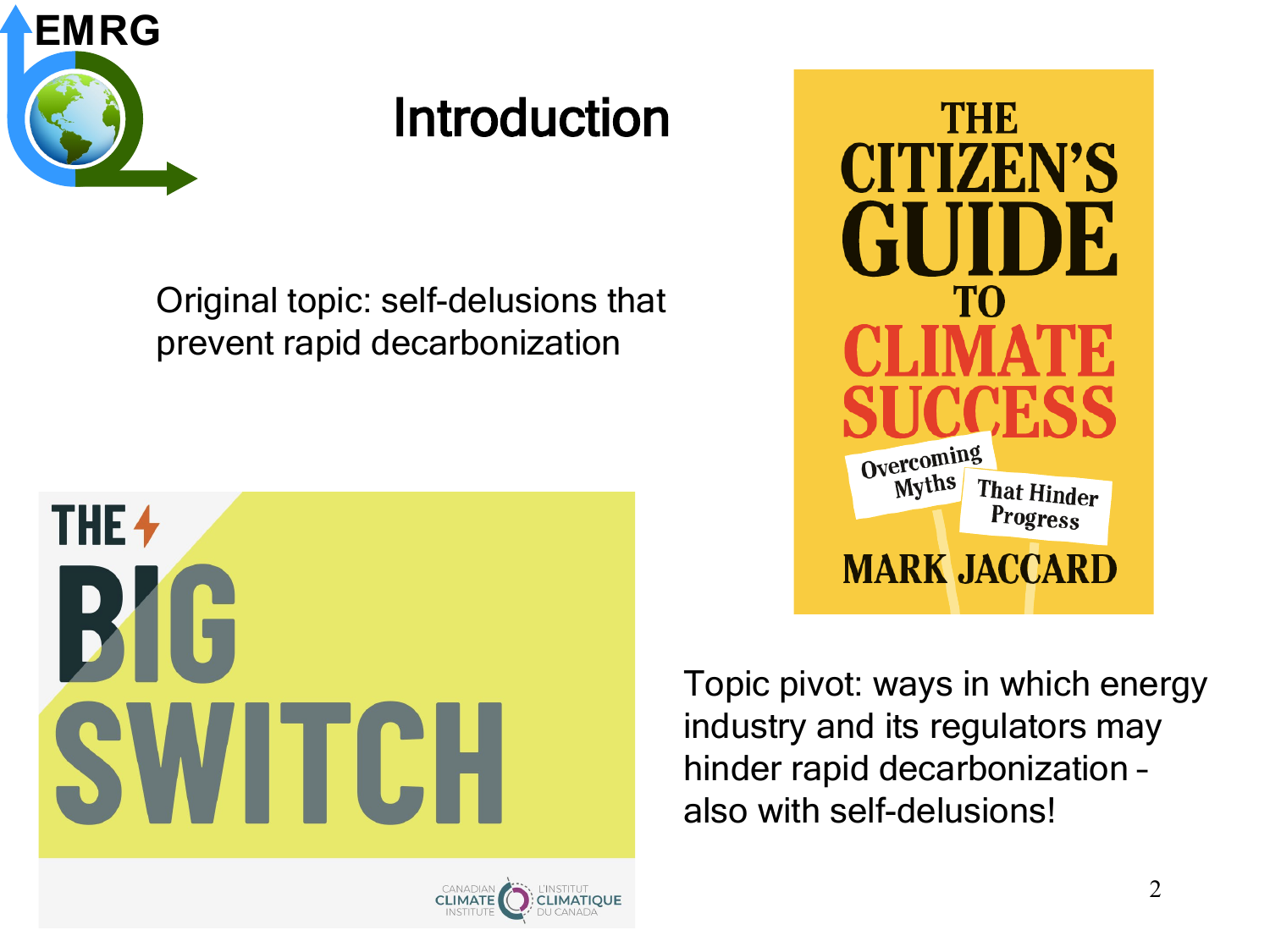# Introduction

Original topic: self-delusions that prevent rapid decarbonization

Topic pivot: ways in which energy industry and its regulators may hinder rapid decarbonization – also with self-delusions!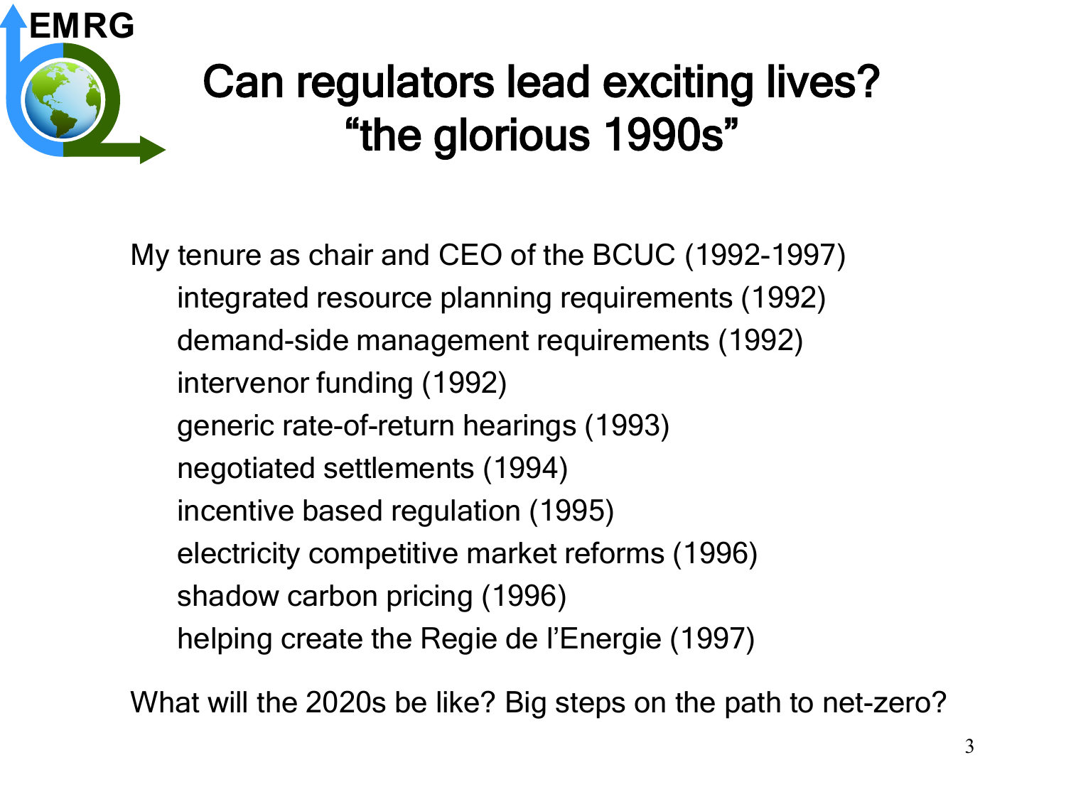# Can regulators lead exciting lives? "the glorious 1990s"

My tenure as chair and CEO of the BCUC (1992-1997)

- integrated resource planning requirements (1992)
- demand-side management requirements (1992)
- intervenor funding (1992)
- generic rate-of-return hearings (1993)
- negotiated settlements (1994)
- incentive based regulation (1995)
- electricity competitive market reforms (1996)
- shadow carbon pricing (1996)
- helping create the Regie de l'Energie (1997)

What will the 2020s be like? Big steps on the path to net-zero?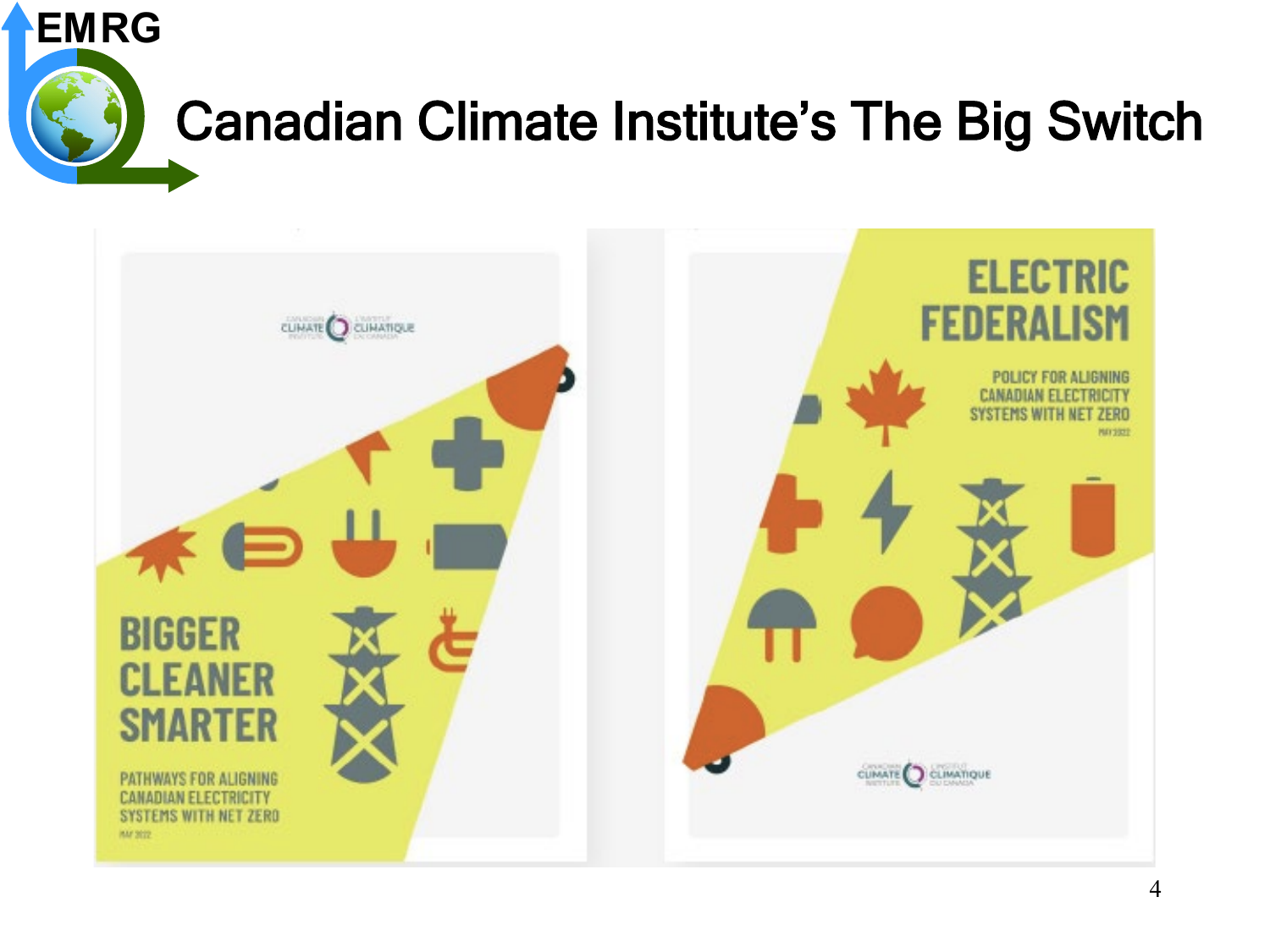# Canadian Climate Institute's The Big Switch

BIGGER CLEANER SMARTER

PATHWAYS FOR ALIGNING CANADIAN ELECTRICITY SYSTEMS WITH NET ZERO

MAY 2022

ELECTRIC FEDERALISM

POLICY FOR ALIGNING CANADIAN ELECTRICITY SYSTEMS WITH NET ZERO

MAY 2022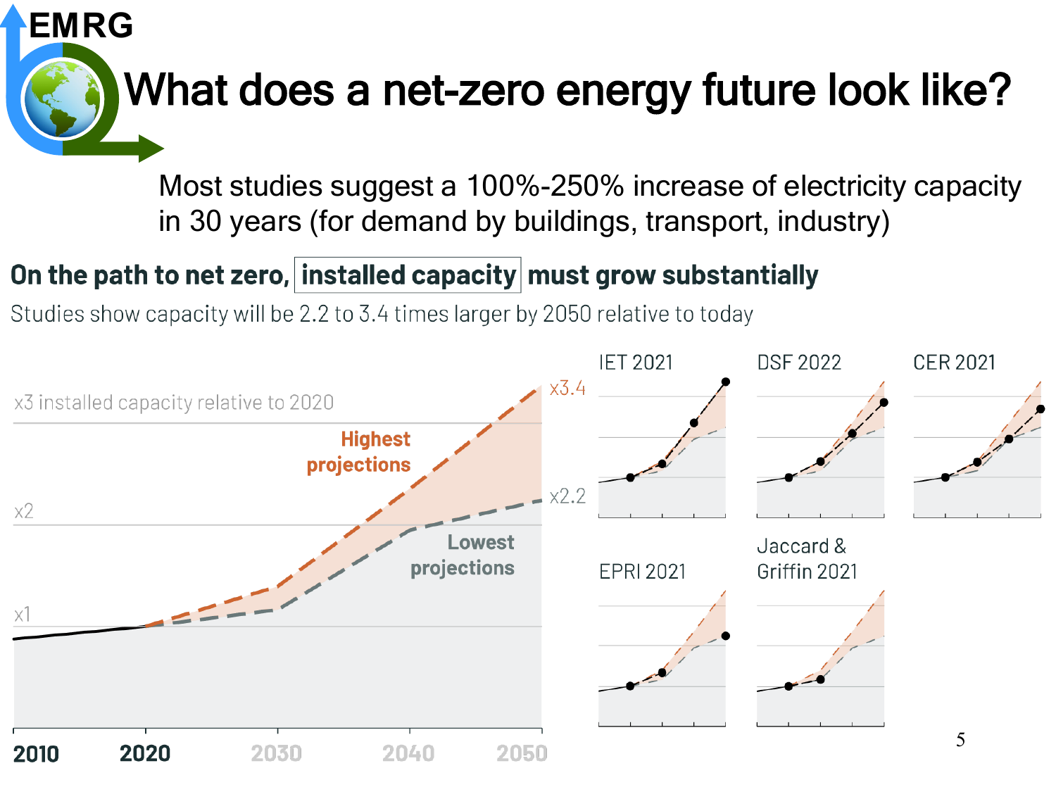# What does a net-zero energy future look like?

Most studies suggest a 100%-250% increase of electricity capacity in 30 years (for demand by buildings, transport, industry)

## On the path to net zero, installed capacity must grow substantially

Studies show capacity will be 2.2 to 3.4 times larger by 2050 relative to today

x3 installed capacity relative to 2020

x2

x1

Highest projections

Lowest projections

x3.4

x2.2

2010 2020 2030 2040 2050

IET 2021

DSF 2022

CER 2021

EPRI 2021

Jaccard & Griffin 2021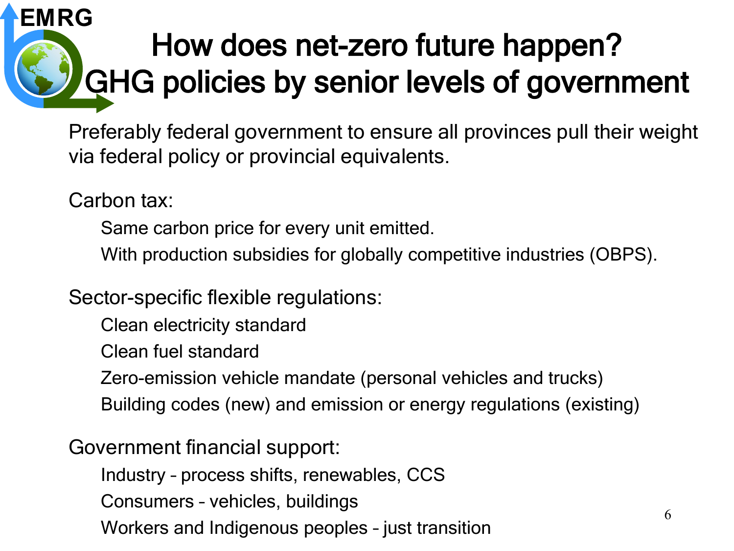# How does net-zero future happen? GHG policies by senior levels of government

Preferably federal government to ensure all provinces pull their weight via federal policy or provincial equivalents.

Carbon tax:

- Same carbon price for every unit emitted.
- With production subsidies for globally competitive industries (OBPS).

Sector-specific flexible regulations:

- Clean electricity standard
- Clean fuel standard
- Zero-emission vehicle mandate (personal vehicles and trucks)
- Building codes (new) and emission or energy regulations (existing)

Government financial support:

- Industry – process shifts, renewables, CCS
- Consumers – vehicles, buildings
- Workers and Indigenous peoples – just transition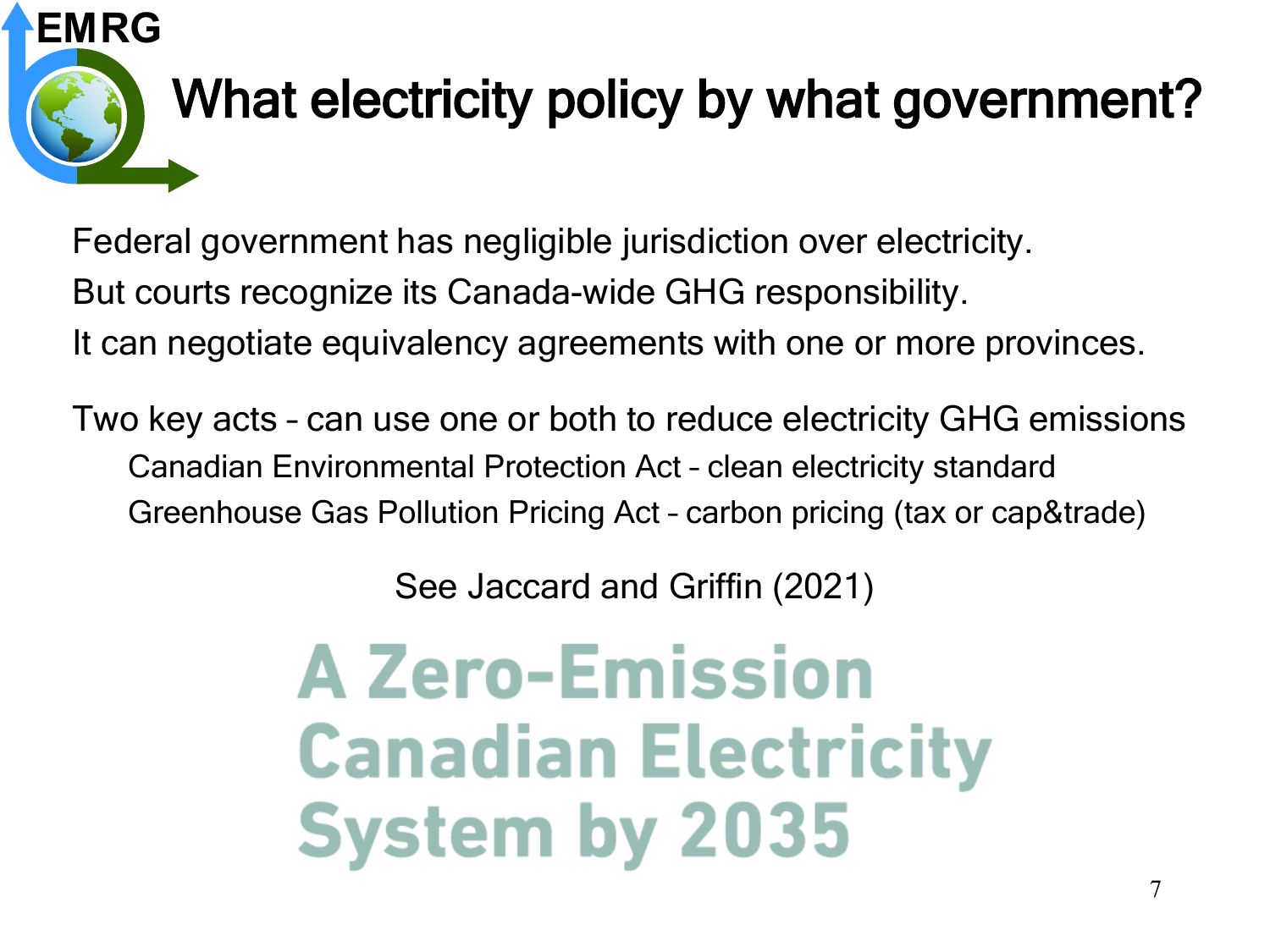# What electricity policy by what government?

Federal government has negligible jurisdiction over electricity.
But courts recognize its Canada-wide GHG responsibility.
It can negotiate equivalency agreements with one or more provinces.

Two key acts – can use one or both to reduce electricity GHG emissions

- Canadian Environmental Protection Act – clean electricity standard
- Greenhouse Gas Pollution Pricing Act – carbon pricing (tax or cap&trade)

See Jaccard and Griffin (2021)

**A Zero-Emission Canadian Electricity System by 2035**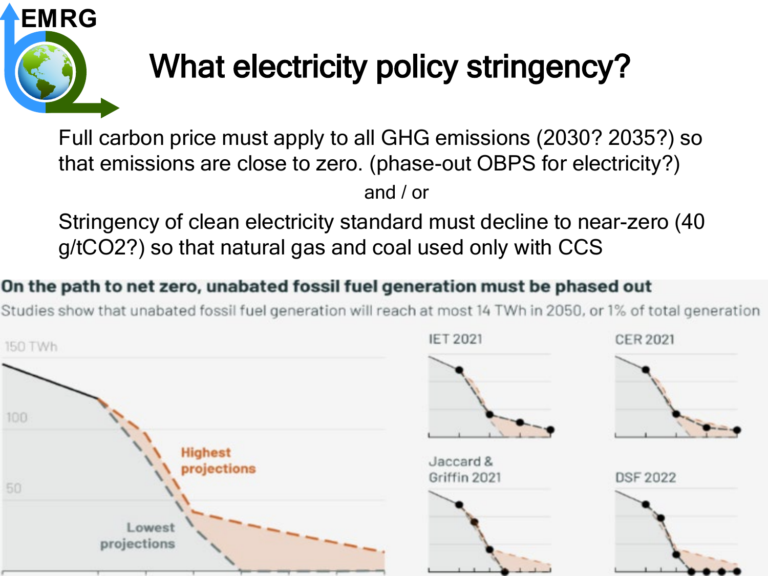# What electricity policy stringency?

Full carbon price must apply to all GHG emissions (2030? 2035?) so that emissions are close to zero. (phase-out OBPS for electricity?)

and / or

Stringency of clean electricity standard must decline to near-zero (40 g/tCO2?) so that natural gas and coal used only with CCS

**On the path to net zero, unabated fossil fuel generation must be phased out**

Studies show that unabated fossil fuel generation will reach at most 14 TWh in 2050, or 1% of total generation

150 TWh

100

50

Highest projections

Lowest projections

IET 2021

CER 2021

Jaccard & Griffin 2021

DSF 2022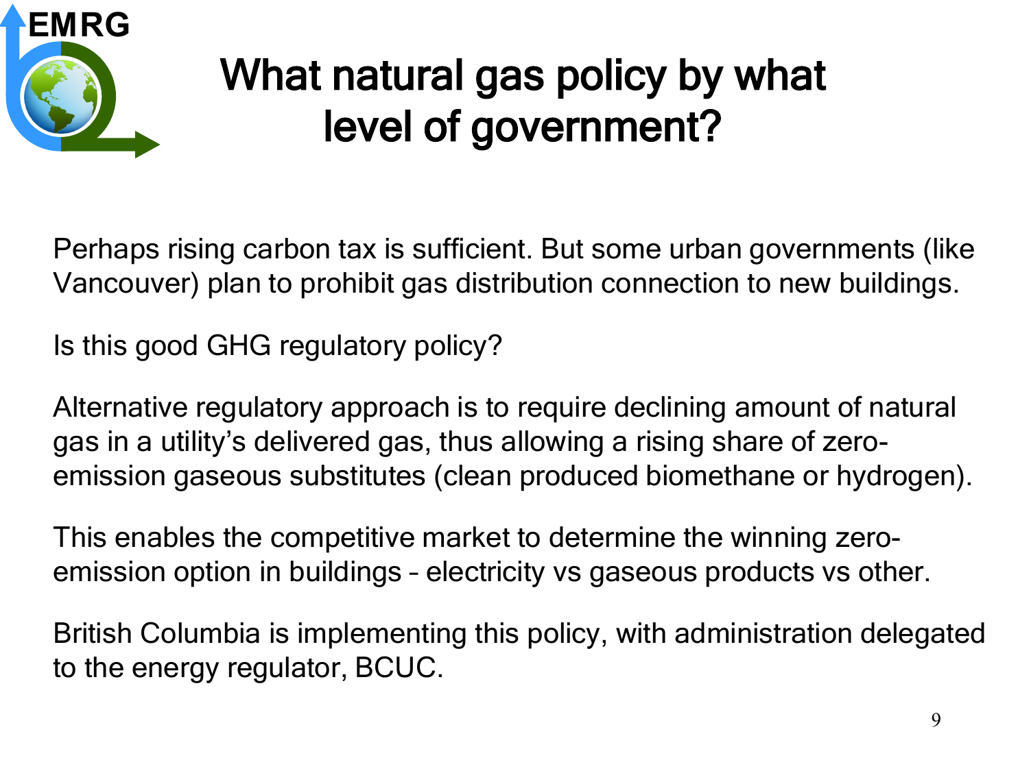# What natural gas policy by what level of government?

Perhaps rising carbon tax is sufficient. But some urban governments (like Vancouver) plan to prohibit gas distribution connection to new buildings.

Is this good GHG regulatory policy?

Alternative regulatory approach is to require declining amount of natural gas in a utility's delivered gas, thus allowing a rising share of zero-emission gaseous substitutes (clean produced biomethane or hydrogen).

This enables the competitive market to determine the winning zero-emission option in buildings – electricity vs gaseous products vs other.

British Columbia is implementing this policy, with administration delegated to the energy regulator, BCUC.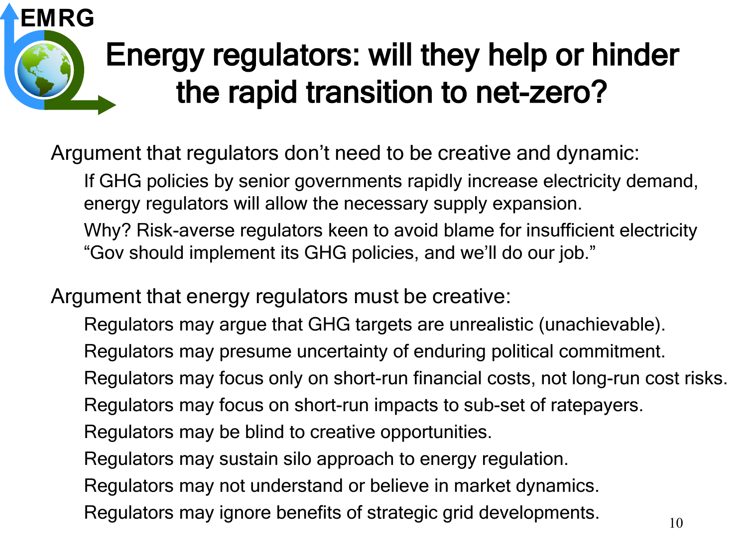# Energy regulators: will they help or hinder the rapid transition to net-zero?

Argument that regulators don't need to be creative and dynamic:

- If GHG policies by senior governments rapidly increase electricity demand, energy regulators will allow the necessary supply expansion.
- Why? Risk-averse regulators keen to avoid blame for insufficient electricity "Gov should implement its GHG policies, and we'll do our job."

Argument that energy regulators must be creative:

- Regulators may argue that GHG targets are unrealistic (unachievable).
- Regulators may presume uncertainty of enduring political commitment.
- Regulators may focus only on short-run financial costs, not long-run cost risks.
- Regulators may focus on short-run impacts to sub-set of ratepayers.
- Regulators may be blind to creative opportunities.
- Regulators may sustain silo approach to energy regulation.
- Regulators may not understand or believe in market dynamics.
- Regulators may ignore benefits of strategic grid developments.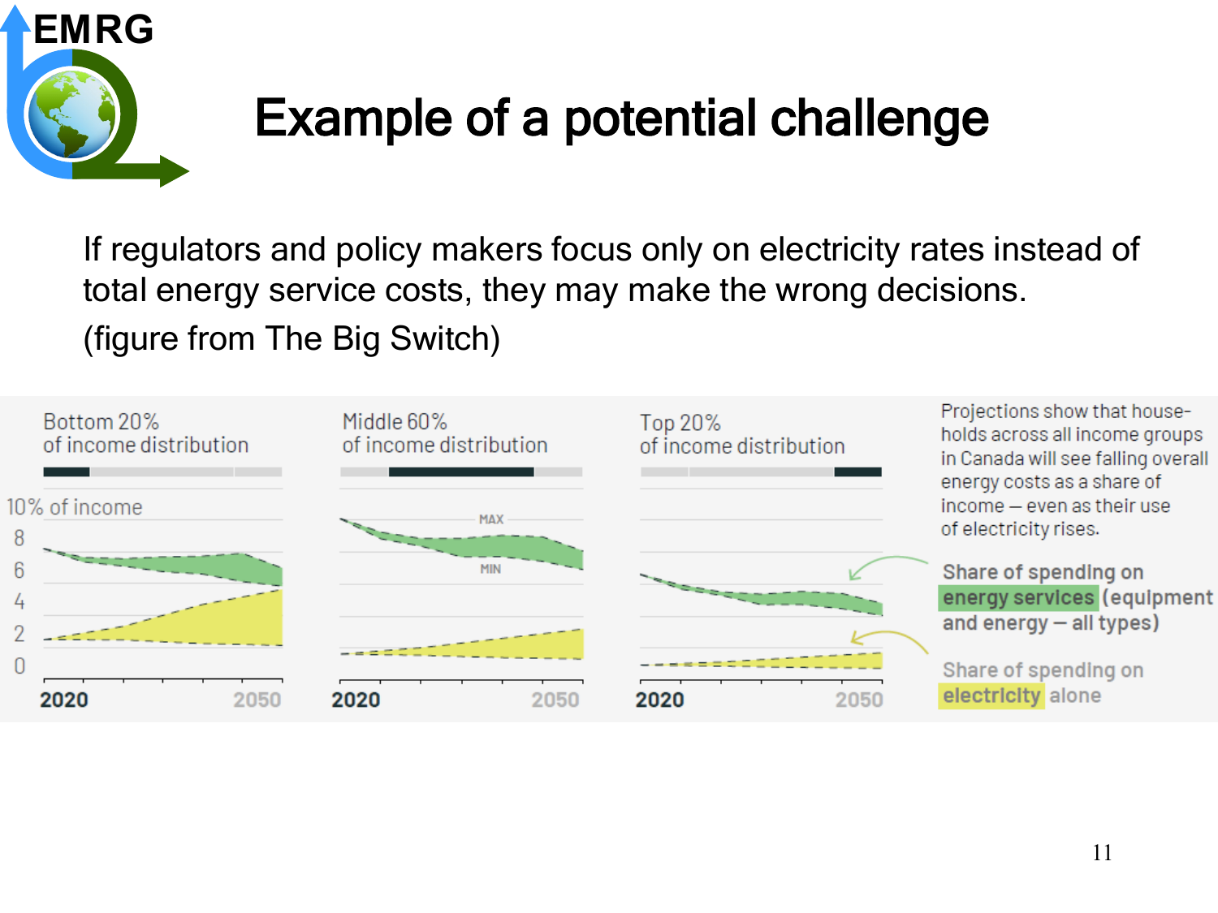# Example of a potential challenge

If regulators and policy makers focus only on electricity rates instead of total energy service costs, they may make the wrong decisions.

(figure from The Big Switch)

Bottom 20% of income distribution

Middle 60% of income distribution

Top 20% of income distribution

10% of income

8

6

4

2

0

MAX

MIN

2020 2050

Projections show that households across all income groups in Canada will see falling overall energy costs as a share of income — even as their use of electricity rises.

Share of spending on **energy services** (equipment and energy — all types)

Share of spending on **electricity** alone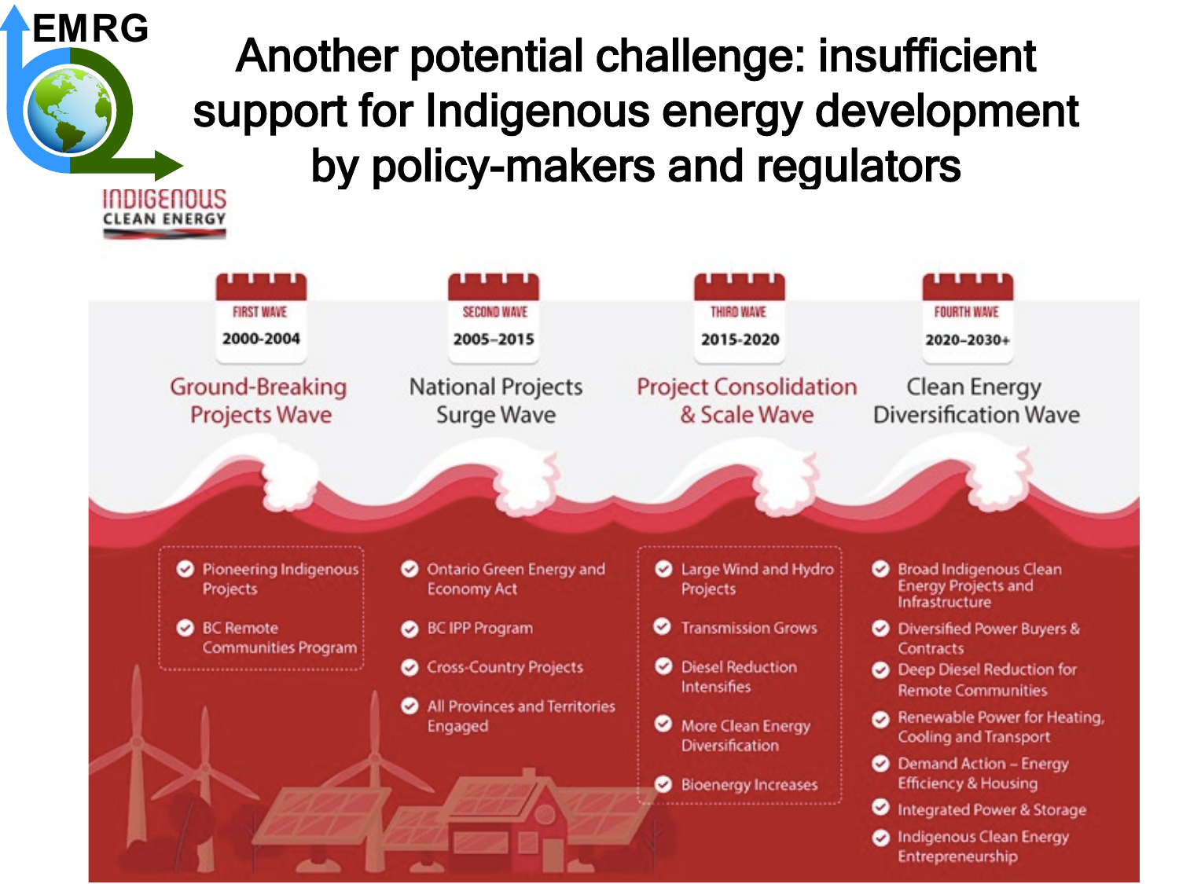# Another potential challenge: insufficient support for Indigenous energy development by policy-makers and regulators

INDIGENOUS CLEAN ENERGY

## FIRST WAVE 2000-2004: Ground-Breaking Projects Wave

- Pioneering Indigenous Projects
- BC Remote Communities Program

## SECOND WAVE 2005–2015: National Projects Surge Wave

- Ontario Green Energy and Economy Act
- BC IPP Program
- Cross-Country Projects
- All Provinces and Territories Engaged

## THIRD WAVE 2015-2020: Project Consolidation & Scale Wave

- Large Wind and Hydro Projects
- Transmission Grows
- Diesel Reduction Intensifies
- More Clean Energy Diversification
- Bioenergy Increases

## FOURTH WAVE 2020–2030+: Clean Energy Diversification Wave

- Broad Indigenous Clean Energy Projects and Infrastructure
- Diversified Power Buyers & Contracts
- Deep Diesel Reduction for Remote Communities
- Renewable Power for Heating, Cooling and Transport
- Demand Action – Energy Efficiency & Housing
- Integrated Power & Storage
- Indigenous Clean Energy Entrepreneurship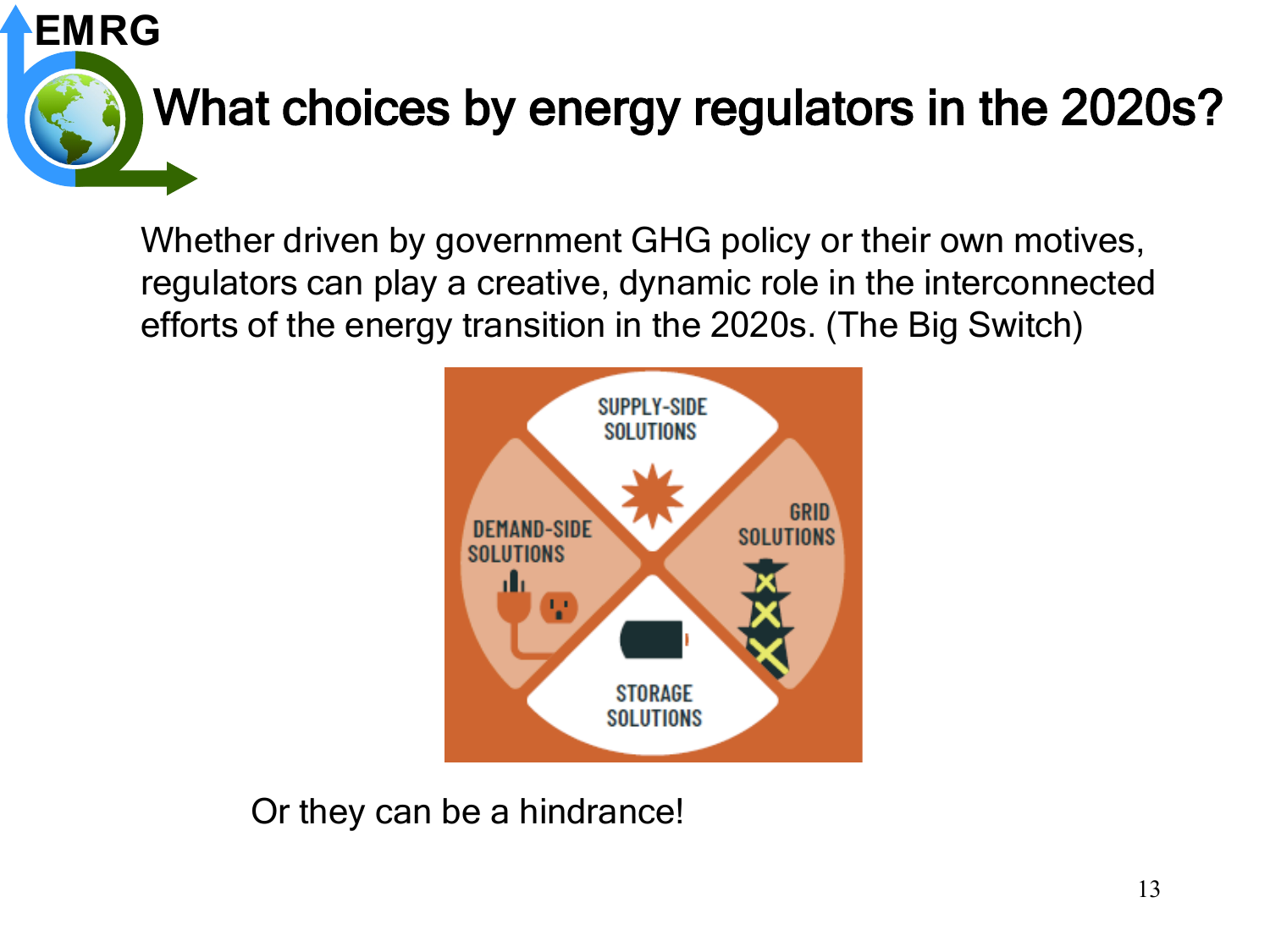# What choices by energy regulators in the 2020s?

Whether driven by government GHG policy or their own motives, regulators can play a creative, dynamic role in the interconnected efforts of the energy transition in the 2020s. (The Big Switch)

SUPPLY-SIDE SOLUTIONS

DEMAND-SIDE SOLUTIONS

GRID SOLUTIONS

STORAGE SOLUTIONS

Or they can be a hindrance!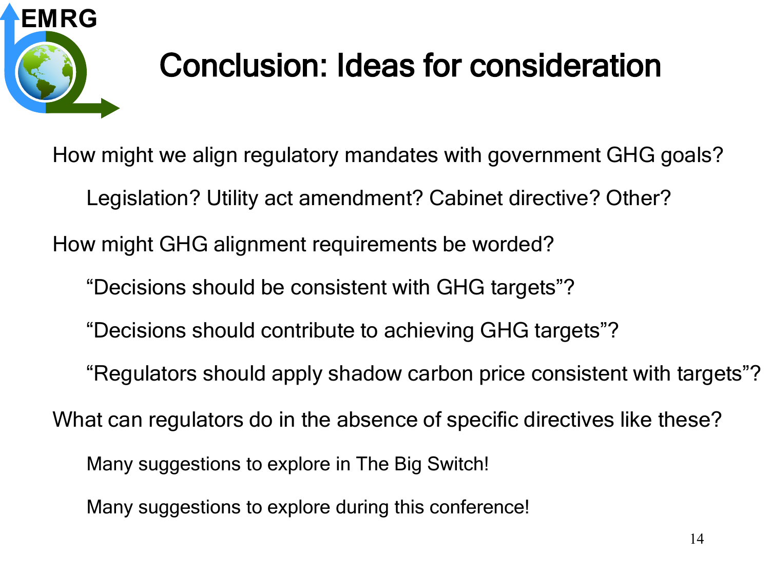# Conclusion: Ideas for consideration

How might we align regulatory mandates with government GHG goals?

- Legislation? Utility act amendment? Cabinet directive? Other?

How might GHG alignment requirements be worded?

- "Decisions should be consistent with GHG targets"?
- "Decisions should contribute to achieving GHG targets"?
- "Regulators should apply shadow carbon price consistent with targets"?

What can regulators do in the absence of specific directives like these?

- Many suggestions to explore in The Big Switch!
- Many suggestions to explore during this conference!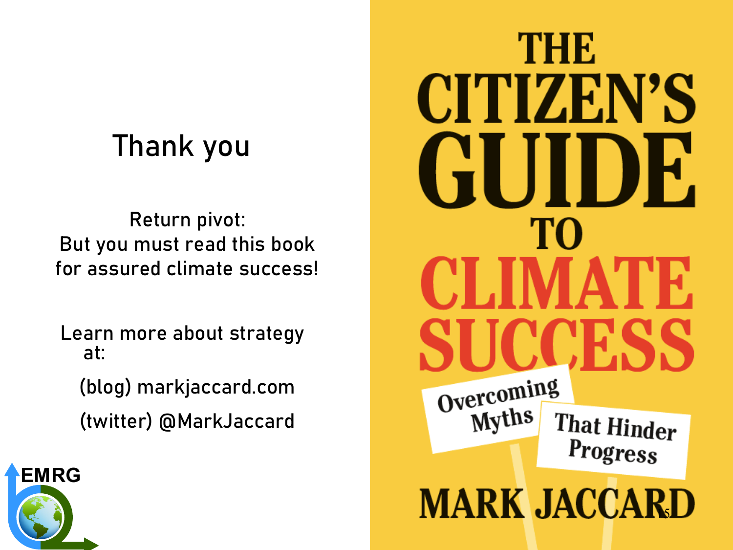# Thank you

Return pivot:
But you must read this book for assured climate success!

Learn more about strategy at:

(blog) markjaccard.com

(twitter) @MarkJaccard

EMRG

THE CITIZEN'S GUIDE TO CLIMATE SUCCESS

Overcoming Myths That Hinder Progress

MARK JACCARD